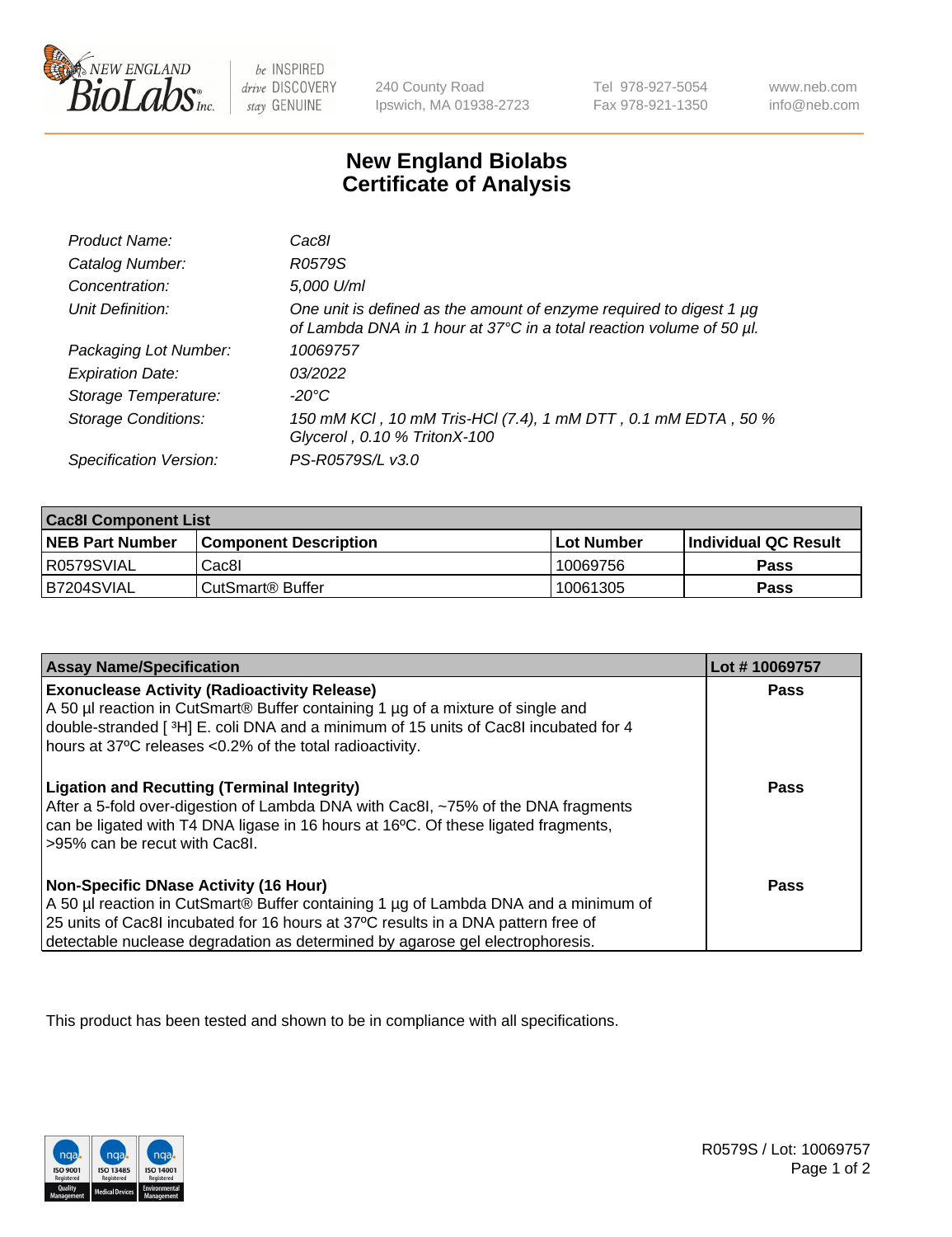240 County Road
Ipswich, MA 01938-2723

Tel 978-927-5054
Fax 978-921-1350

www.neb.com
info@neb.com

# New England Biolabs
# Certificate of Analysis

| | |
|---|---|
| *Product Name:* | *Cac8I* |
| *Catalog Number:* | *R0579S* |
| *Concentration:* | *5,000 U/ml* |
| *Unit Definition:* | *One unit is defined as the amount of enzyme required to digest 1 µg of Lambda DNA in 1 hour at 37°C in a total reaction volume of 50 µl.* |
| *Packaging Lot Number:* | *10069757* |
| *Expiration Date:* | *03/2022* |
| *Storage Temperature:* | *-20°C* |
| *Storage Conditions:* | *150 mM KCl , 10 mM Tris-HCl (7.4), 1 mM DTT , 0.1 mM EDTA , 50 % Glycerol , 0.10 % TritonX-100* |
| *Specification Version:* | *PS-R0579S/L v3.0* |

| **Cac8I Component List** | | | |
|---|---|---|---|
| **NEB Part Number** | **Component Description** | **Lot Number** | **Individual QC Result** |
| R0579SVIAL | Cac8I | 10069756 | **Pass** |
| B7204SVIAL | CutSmart® Buffer | 10061305 | **Pass** |

| **Assay Name/Specification** | **Lot # 10069757** |
|---|---|
| **Exonuclease Activity (Radioactivity Release)** A 50 µl reaction in CutSmart® Buffer containing 1 µg of a mixture of single and double-stranded [ $^3$H] E. coli DNA and a minimum of 15 units of Cac8I incubated for 4 hours at 37ºC releases <0.2% of the total radioactivity. | **Pass** |
| **Ligation and Recutting (Terminal Integrity)** After a 5-fold over-digestion of Lambda DNA with Cac8I, ~75% of the DNA fragments can be ligated with T4 DNA ligase in 16 hours at 16ºC. Of these ligated fragments, >95% can be recut with Cac8I. | **Pass** |
| **Non-Specific DNase Activity (16 Hour)** A 50 µl reaction in CutSmart® Buffer containing 1 µg of Lambda DNA and a minimum of 25 units of Cac8I incubated for 16 hours at 37ºC results in a DNA pattern free of detectable nuclease degradation as determined by agarose gel electrophoresis. | **Pass** |

This product has been tested and shown to be in compliance with all specifications.

R0579S / Lot: 10069757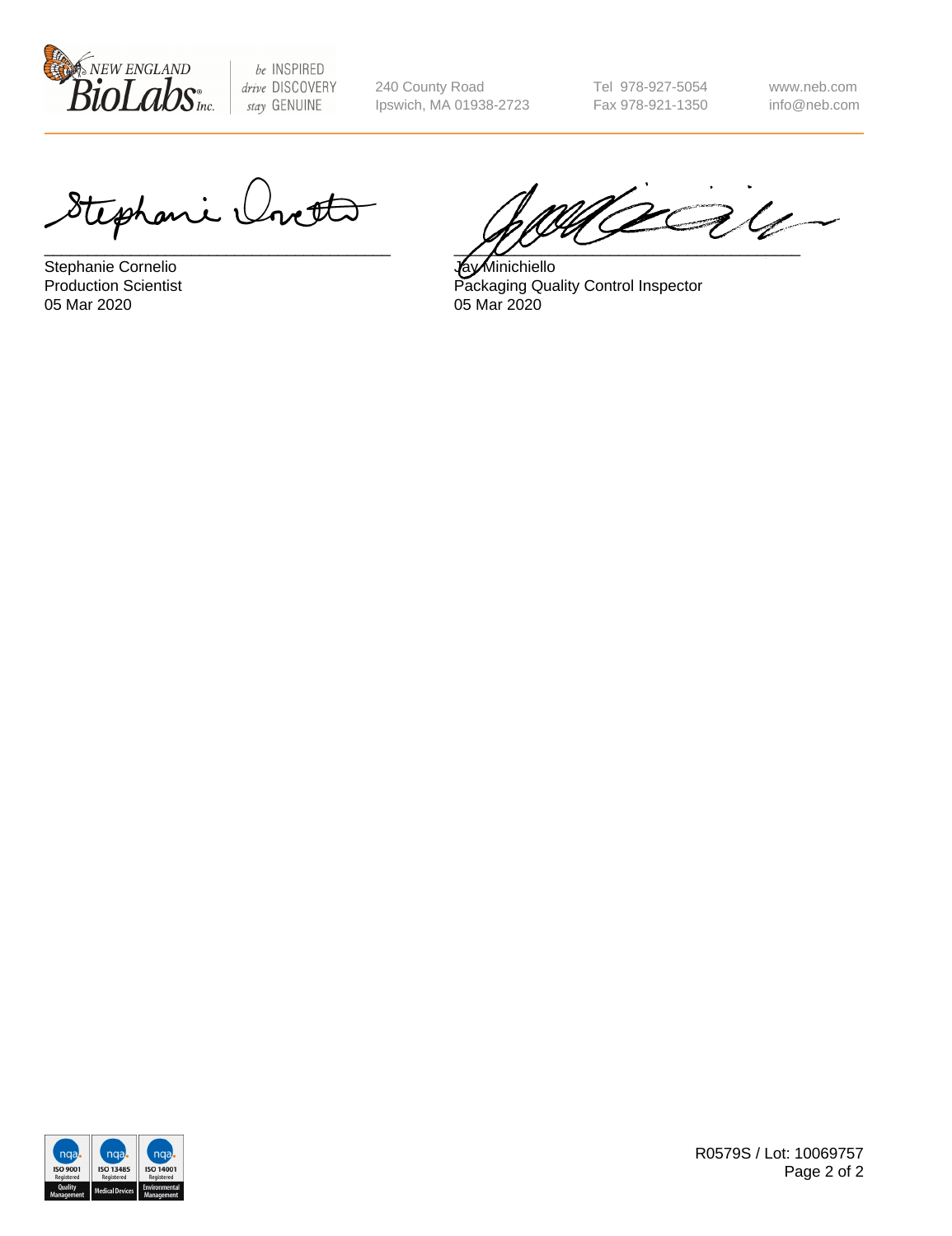Stephanie Cornelio
Production Scientist
05 Mar 2020

Jay Minichiello
Packaging Quality Control Inspector
05 Mar 2020

R0579S / Lot: 10069757